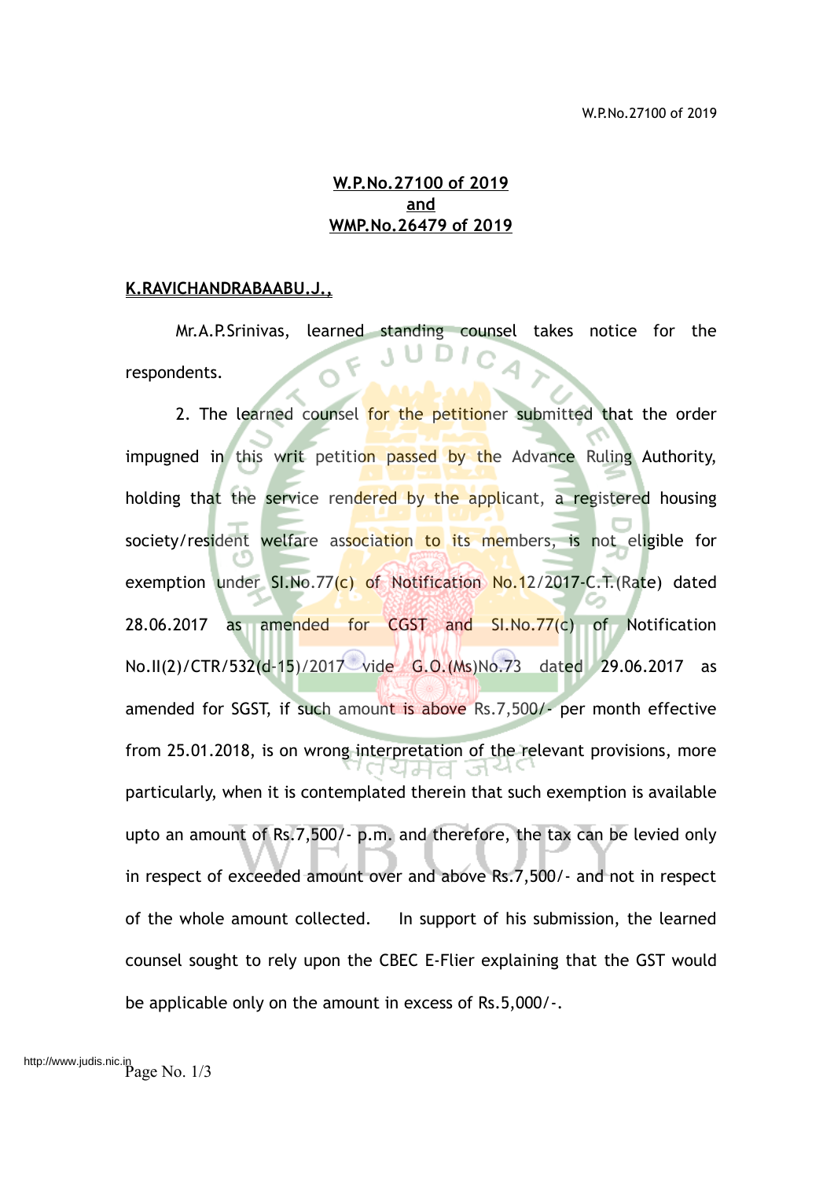**W.P.No.27100 of 2019**
**and**
**WMP.No.26479 of 2019**

**K.RAVICHANDRABAABU.J.,**

Mr.A.P.Srinivas, learned standing counsel takes notice for the respondents.

2. The learned counsel for the petitioner submitted that the order impugned in this writ petition passed by the Advance Ruling Authority, holding that the service rendered by the applicant, a registered housing society/resident welfare association to its members, is not eligible for exemption under Sl.No.77(c) of Notification No.12/2017-C.T.(Rate) dated 28.06.2017 as amended for CGST and Sl.No.77(c) of Notification No.II(2)/CTR/532(d-15)/2017 vide G.O.(Ms)No.73 dated 29.06.2017 as amended for SGST, if such amount is above Rs.7,500/- per month effective from 25.01.2018, is on wrong interpretation of the relevant provisions, more particularly, when it is contemplated therein that such exemption is available upto an amount of Rs.7,500/- p.m. and therefore, the tax can be levied only in respect of exceeded amount over and above Rs.7,500/- and not in respect of the whole amount collected. In support of his submission, the learned counsel sought to rely upon the CBEC E-Flier explaining that the GST would be applicable only on the amount in excess of Rs.5,000/-.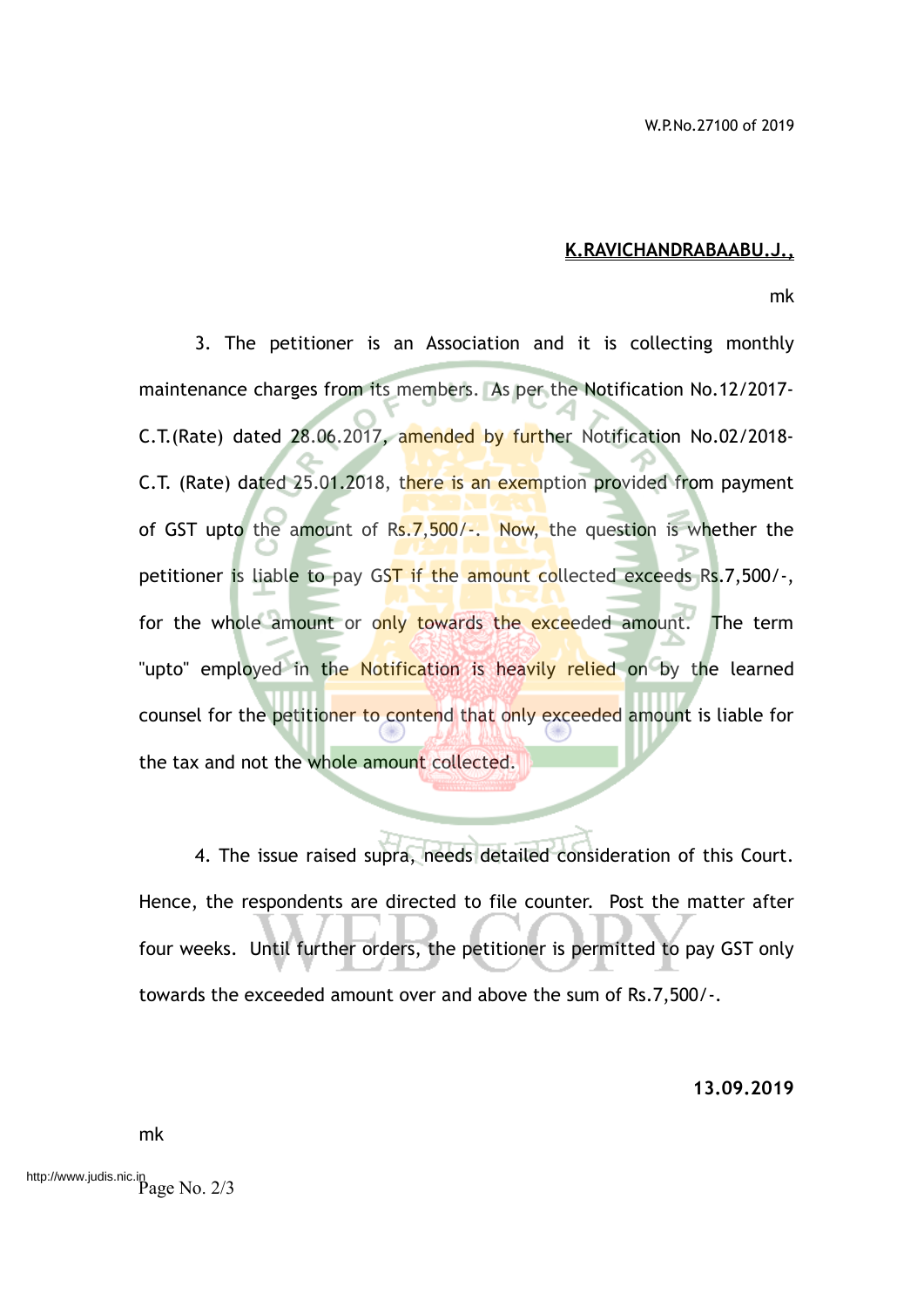W.P.No.27100 of 2019

**K.RAVICHANDRABAABU.J.,**

mk

3. The petitioner is an Association and it is collecting monthly maintenance charges from its members. As per the Notification No.12/2017-C.T.(Rate) dated 28.06.2017, amended by further Notification No.02/2018-C.T. (Rate) dated 25.01.2018, there is an exemption provided from payment of GST upto the amount of Rs.7,500/-. Now, the question is whether the petitioner is liable to pay GST if the amount collected exceeds Rs.7,500/-, for the whole amount or only towards the exceeded amount. The term "upto" employed in the Notification is heavily relied on by the learned counsel for the petitioner to contend that only exceeded amount is liable for the tax and not the whole amount collected.

4. The issue raised supra, needs detailed consideration of this Court. Hence, the respondents are directed to file counter. Post the matter after four weeks. Until further orders, the petitioner is permitted to pay GST only towards the exceeded amount over and above the sum of Rs.7,500/-.

**13.09.2019**

mk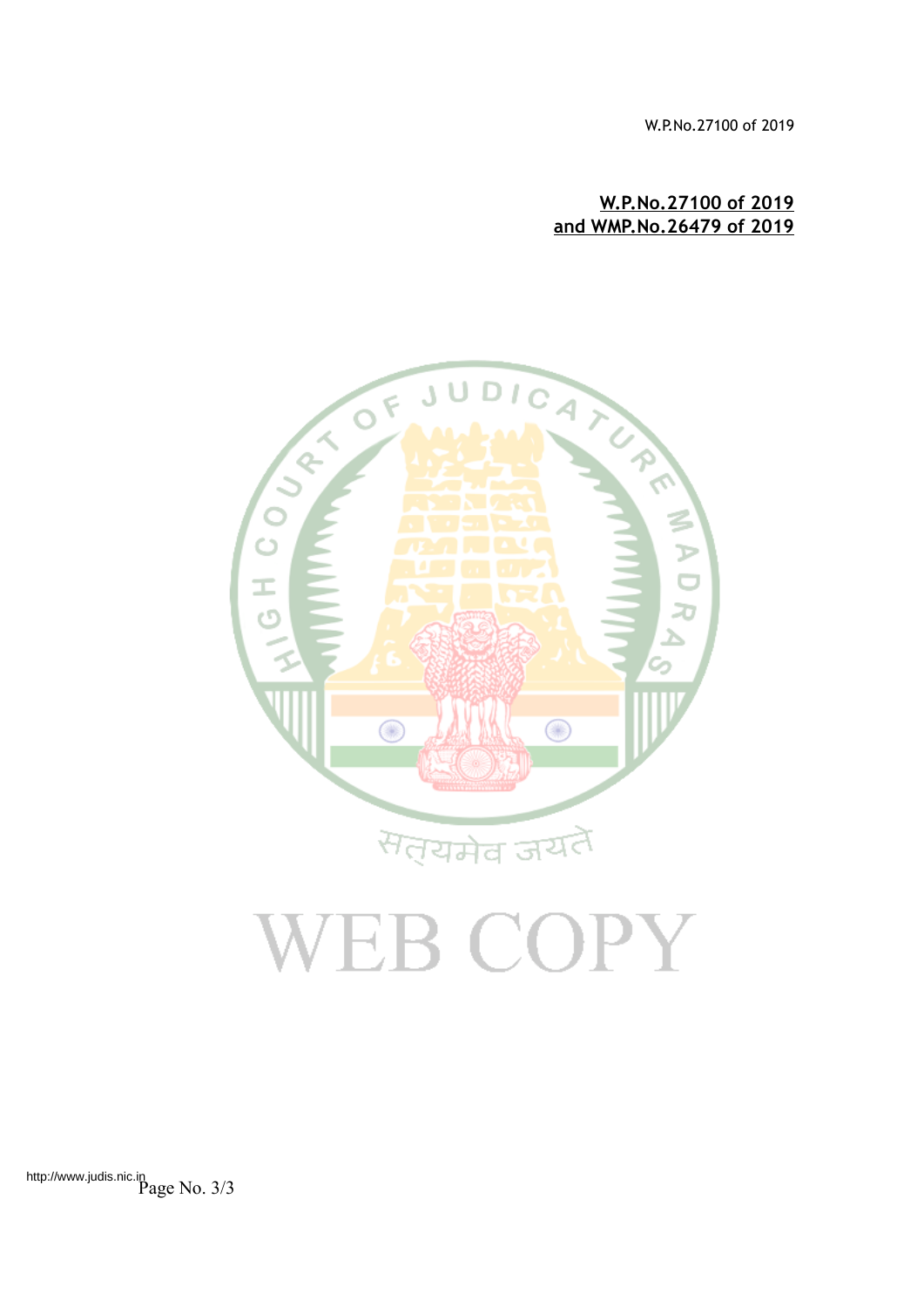**W.P.No.27100 of 2019**
**and WMP.No.26479 of 2019**